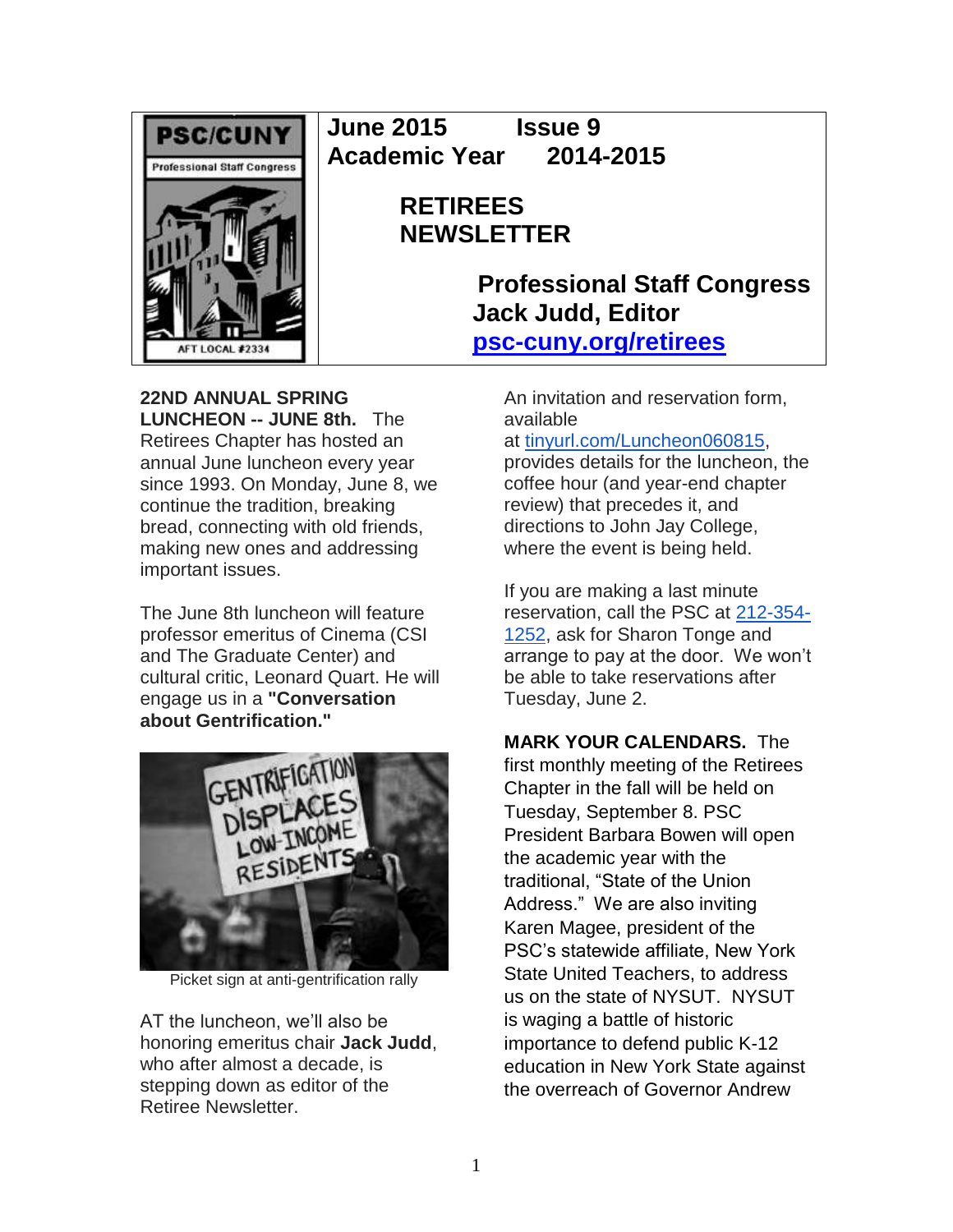# June 2015 Issue 9
## Academic Year 2014-2015

# RETIREES NEWSLETTER

**Professional Staff Congress**
**Jack Judd, Editor**
**psc-cuny.org/retirees**

**22ND ANNUAL SPRING LUNCHEON -- JUNE 8th.** The Retirees Chapter has hosted an annual June luncheon every year since 1993. On Monday, June 8, we continue the tradition, breaking bread, connecting with old friends, making new ones and addressing important issues.

The June 8th luncheon will feature professor emeritus of Cinema (CSI and The Graduate Center) and cultural critic, Leonard Quart. He will engage us in a **"Conversation about Gentrification."**

Picket sign at anti-gentrification rally

AT the luncheon, we'll also be honoring emeritus chair **Jack Judd**, who after almost a decade, is stepping down as editor of the Retiree Newsletter.

An invitation and reservation form, available at tinyurl.com/Luncheon060815, provides details for the luncheon, the coffee hour (and year-end chapter review) that precedes it, and directions to John Jay College, where the event is being held.

If you are making a last minute reservation, call the PSC at 212-354-1252, ask for Sharon Tonge and arrange to pay at the door. We won't be able to take reservations after Tuesday, June 2.

**MARK YOUR CALENDARS.** The first monthly meeting of the Retirees Chapter in the fall will be held on Tuesday, September 8. PSC President Barbara Bowen will open the academic year with the traditional, "State of the Union Address." We are also inviting Karen Magee, president of the PSC's statewide affiliate, New York State United Teachers, to address us on the state of NYSUT. NYSUT is waging a battle of historic importance to defend public K-12 education in New York State against the overreach of Governor Andrew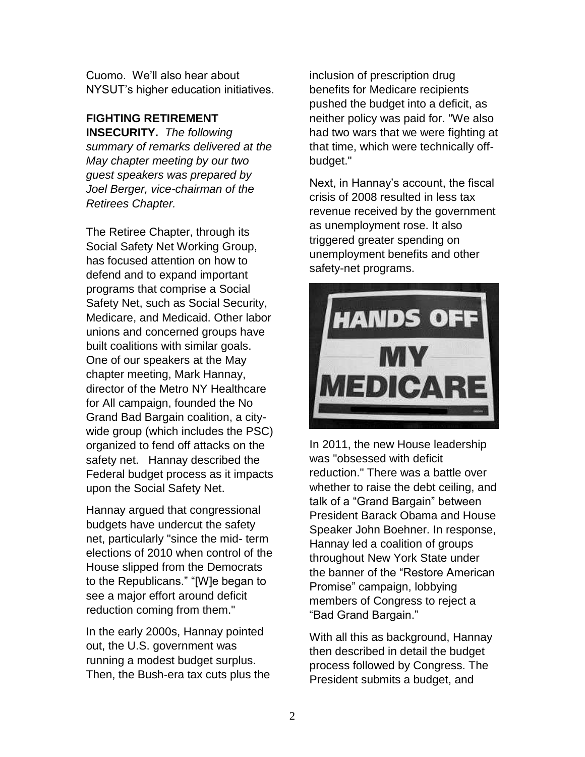Cuomo. We'll also hear about NYSUT's higher education initiatives.

**FIGHTING RETIREMENT INSECURITY.** *The following summary of remarks delivered at the May chapter meeting by our two guest speakers was prepared by Joel Berger, vice-chairman of the Retirees Chapter.*

The Retiree Chapter, through its Social Safety Net Working Group, has focused attention on how to defend and to expand important programs that comprise a Social Safety Net, such as Social Security, Medicare, and Medicaid. Other labor unions and concerned groups have built coalitions with similar goals. One of our speakers at the May chapter meeting, Mark Hannay, director of the Metro NY Healthcare for All campaign, founded the No Grand Bad Bargain coalition, a city-wide group (which includes the PSC) organized to fend off attacks on the safety net. Hannay described the Federal budget process as it impacts upon the Social Safety Net.

Hannay argued that congressional budgets have undercut the safety net, particularly "since the mid- term elections of 2010 when control of the House slipped from the Democrats to the Republicans." "[W]e began to see a major effort around deficit reduction coming from them."

In the early 2000s, Hannay pointed out, the U.S. government was running a modest budget surplus. Then, the Bush-era tax cuts plus the inclusion of prescription drug benefits for Medicare recipients pushed the budget into a deficit, as neither policy was paid for. "We also had two wars that we were fighting at that time, which were technically off-budget."

Next, in Hannay's account, the fiscal crisis of 2008 resulted in less tax revenue received by the government as unemployment rose. It also triggered greater spending on unemployment benefits and other safety-net programs.

In 2011, the new House leadership was "obsessed with deficit reduction." There was a battle over whether to raise the debt ceiling, and talk of a "Grand Bargain" between President Barack Obama and House Speaker John Boehner. In response, Hannay led a coalition of groups throughout New York State under the banner of the "Restore American Promise" campaign, lobbying members of Congress to reject a "Bad Grand Bargain."

With all this as background, Hannay then described in detail the budget process followed by Congress. The President submits a budget, and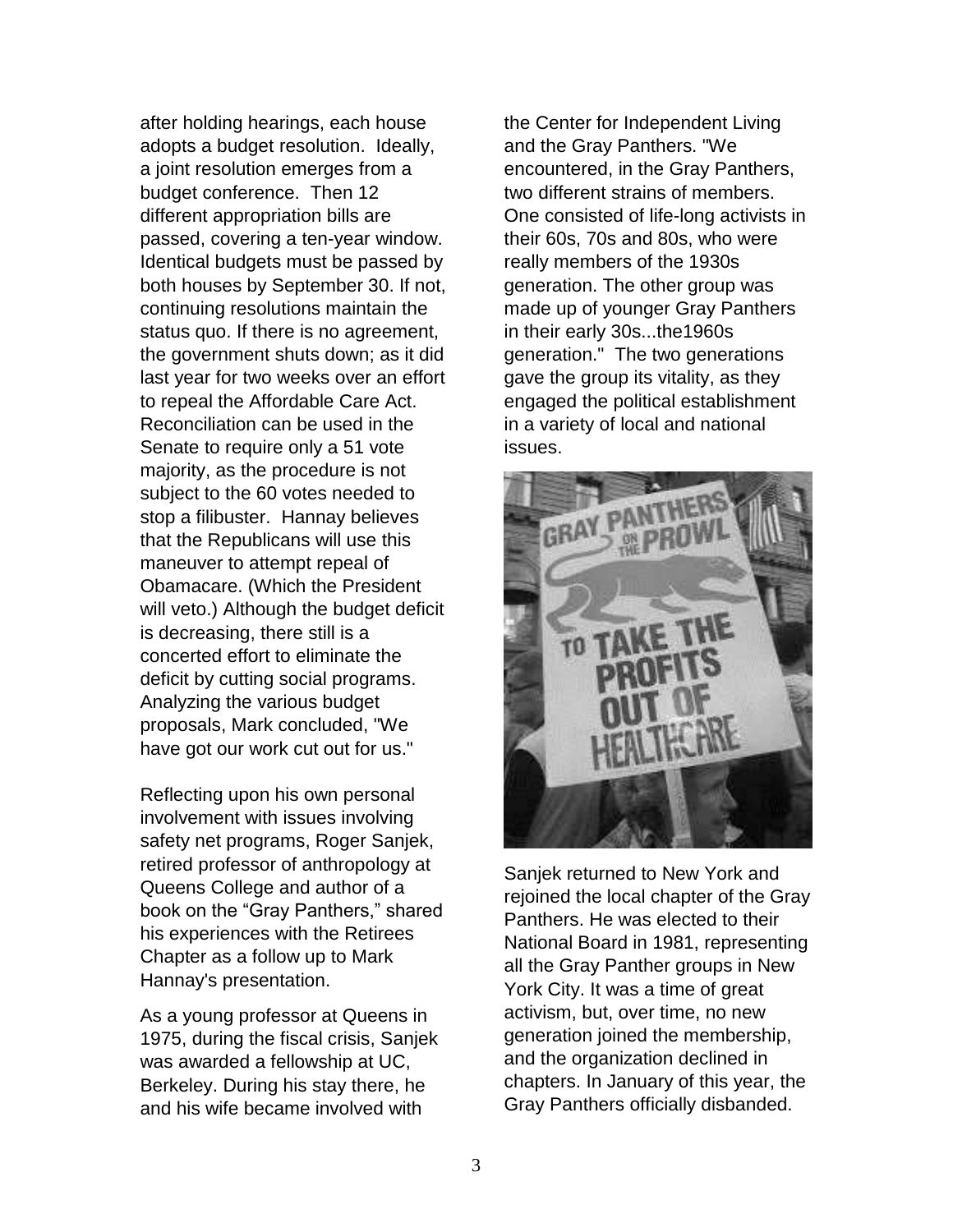after holding hearings, each house adopts a budget resolution. Ideally, a joint resolution emerges from a budget conference. Then 12 different appropriation bills are passed, covering a ten-year window. Identical budgets must be passed by both houses by September 30. If not, continuing resolutions maintain the status quo. If there is no agreement, the government shuts down; as it did last year for two weeks over an effort to repeal the Affordable Care Act. Reconciliation can be used in the Senate to require only a 51 vote majority, as the procedure is not subject to the 60 votes needed to stop a filibuster. Hannay believes that the Republicans will use this maneuver to attempt repeal of Obamacare. (Which the President will veto.) Although the budget deficit is decreasing, there still is a concerted effort to eliminate the deficit by cutting social programs. Analyzing the various budget proposals, Mark concluded, "We have got our work cut out for us."

Reflecting upon his own personal involvement with issues involving safety net programs, Roger Sanjek, retired professor of anthropology at Queens College and author of a book on the "Gray Panthers," shared his experiences with the Retirees Chapter as a follow up to Mark Hannay's presentation.

As a young professor at Queens in 1975, during the fiscal crisis, Sanjek was awarded a fellowship at UC, Berkeley. During his stay there, he and his wife became involved with the Center for Independent Living and the Gray Panthers. "We encountered, in the Gray Panthers, two different strains of members. One consisted of life-long activists in their 60s, 70s and 80s, who were really members of the 1930s generation. The other group was made up of younger Gray Panthers in their early 30s...the1960s generation." The two generations gave the group its vitality, as they engaged the political establishment in a variety of local and national issues.

Sanjek returned to New York and rejoined the local chapter of the Gray Panthers. He was elected to their National Board in 1981, representing all the Gray Panther groups in New York City. It was a time of great activism, but, over time, no new generation joined the membership, and the organization declined in chapters. In January of this year, the Gray Panthers officially disbanded.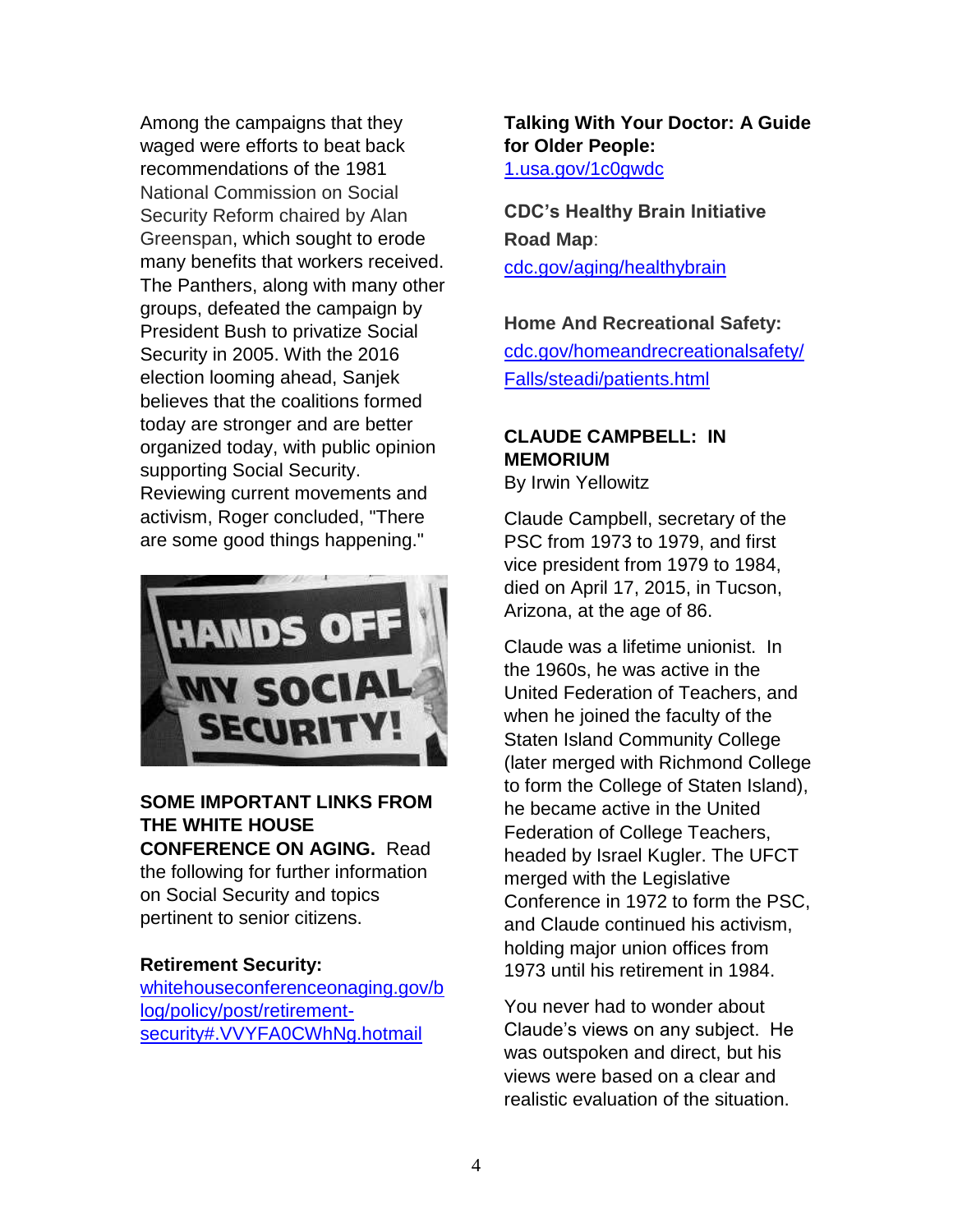Among the campaigns that they waged were efforts to beat back recommendations of the 1981 National Commission on Social Security Reform chaired by Alan Greenspan, which sought to erode many benefits that workers received. The Panthers, along with many other groups, defeated the campaign by President Bush to privatize Social Security in 2005. With the 2016 election looming ahead, Sanjek believes that the coalitions formed today are stronger and are better organized today, with public opinion supporting Social Security. Reviewing current movements and activism, Roger concluded, "There are some good things happening."

**SOME IMPORTANT LINKS FROM THE WHITE HOUSE CONFERENCE ON AGING.** Read the following for further information on Social Security and topics pertinent to senior citizens.

**Retirement Security:**
whitehouseconferenceonaging.gov/blog/policy/post/retirement-security#.VVYFA0CWhNg.hotmail

**Talking With Your Doctor: A Guide for Older People:**
1.usa.gov/1c0gwdc

**CDC's Healthy Brain Initiative Road Map**:
cdc.gov/aging/healthybrain

**Home And Recreational Safety:**
cdc.gov/homeandrecreationalsafety/Falls/steadi/patients.html

**CLAUDE CAMPBELL: IN MEMORIUM**
By Irwin Yellowitz

Claude Campbell, secretary of the PSC from 1973 to 1979, and first vice president from 1979 to 1984, died on April 17, 2015, in Tucson, Arizona, at the age of 86.

Claude was a lifetime unionist. In the 1960s, he was active in the United Federation of Teachers, and when he joined the faculty of the Staten Island Community College (later merged with Richmond College to form the College of Staten Island), he became active in the United Federation of College Teachers, headed by Israel Kugler. The UFCT merged with the Legislative Conference in 1972 to form the PSC, and Claude continued his activism, holding major union offices from 1973 until his retirement in 1984.

You never had to wonder about Claude's views on any subject. He was outspoken and direct, but his views were based on a clear and realistic evaluation of the situation.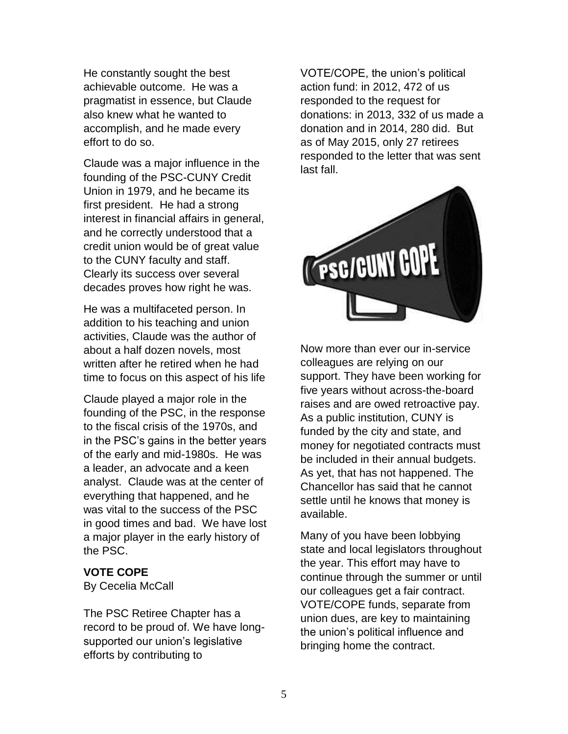He constantly sought the best achievable outcome. He was a pragmatist in essence, but Claude also knew what he wanted to accomplish, and he made every effort to do so.

Claude was a major influence in the founding of the PSC-CUNY Credit Union in 1979, and he became its first president. He had a strong interest in financial affairs in general, and he correctly understood that a credit union would be of great value to the CUNY faculty and staff. Clearly its success over several decades proves how right he was.

He was a multifaceted person. In addition to his teaching and union activities, Claude was the author of about a half dozen novels, most written after he retired when he had time to focus on this aspect of his life

Claude played a major role in the founding of the PSC, in the response to the fiscal crisis of the 1970s, and in the PSC's gains in the better years of the early and mid-1980s. He was a leader, an advocate and a keen analyst. Claude was at the center of everything that happened, and he was vital to the success of the PSC in good times and bad. We have lost a major player in the early history of the PSC.

**VOTE COPE**

By Cecelia McCall

The PSC Retiree Chapter has a record to be proud of. We have long-supported our union's legislative efforts by contributing to VOTE/COPE, the union's political action fund: in 2012, 472 of us responded to the request for donations: in 2013, 332 of us made a donation and in 2014, 280 did. But as of May 2015, only 27 retirees responded to the letter that was sent last fall.

Now more than ever our in-service colleagues are relying on our support. They have been working for five years without across-the-board raises and are owed retroactive pay. As a public institution, CUNY is funded by the city and state, and money for negotiated contracts must be included in their annual budgets. As yet, that has not happened. The Chancellor has said that he cannot settle until he knows that money is available.

Many of you have been lobbying state and local legislators throughout the year. This effort may have to continue through the summer or until our colleagues get a fair contract. VOTE/COPE funds, separate from union dues, are key to maintaining the union's political influence and bringing home the contract.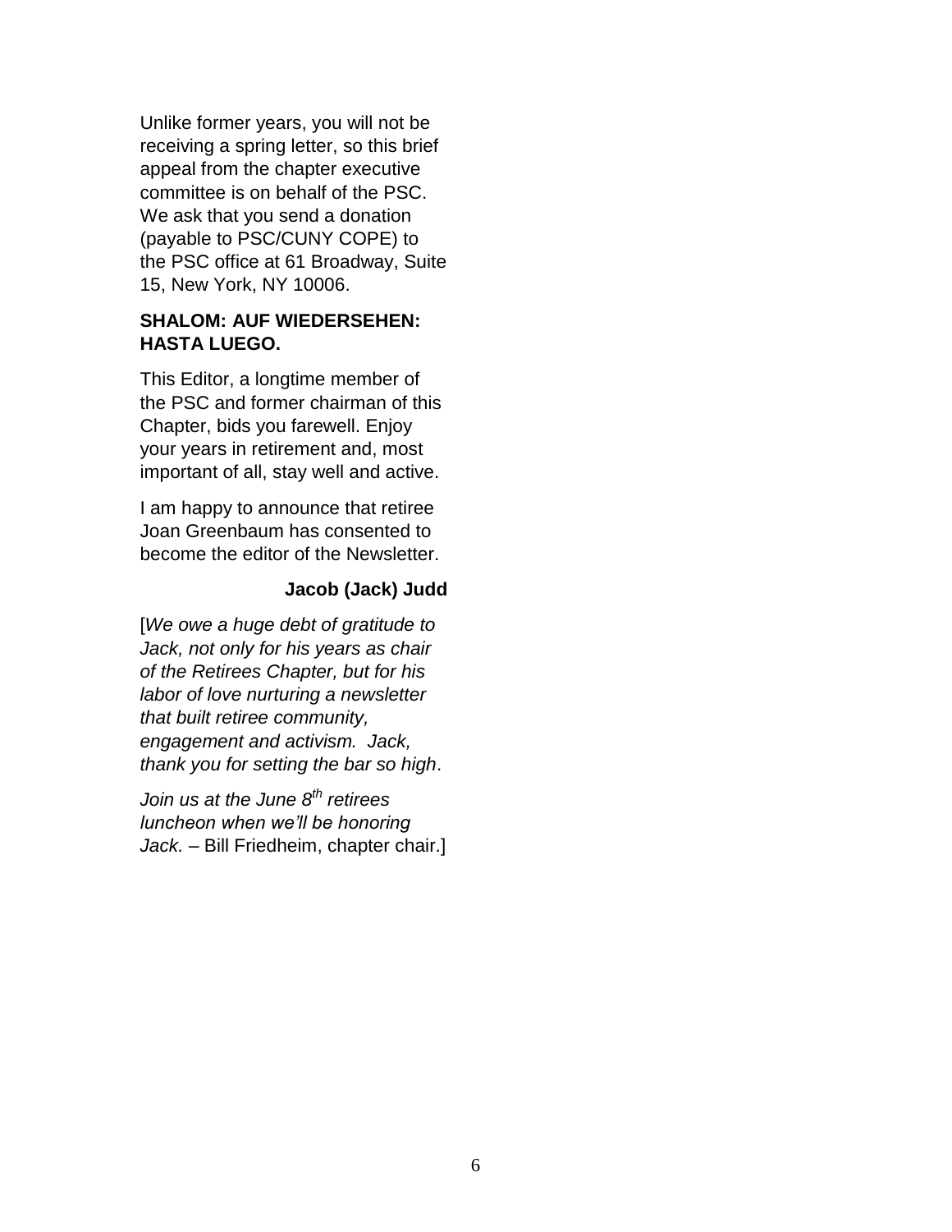Unlike former years, you will not be receiving a spring letter, so this brief appeal from the chapter executive committee is on behalf of the PSC. We ask that you send a donation (payable to PSC/CUNY COPE) to the PSC office at 61 Broadway, Suite 15, New York, NY 10006.

**SHALOM: AUF WIEDERSEHEN: HASTA LUEGO.**

This Editor, a longtime member of the PSC and former chairman of this Chapter, bids you farewell. Enjoy your years in retirement and, most important of all, stay well and active.

I am happy to announce that retiree Joan Greenbaum has consented to become the editor of the Newsletter.

**Jacob (Jack) Judd**

[*We owe a huge debt of gratitude to Jack, not only for his years as chair of the Retirees Chapter, but for his labor of love nurturing a newsletter that built retiree community, engagement and activism. Jack, thank you for setting the bar so high*.

*Join us at the June 8th retirees luncheon when we'll be honoring Jack.* – Bill Friedheim, chapter chair.]